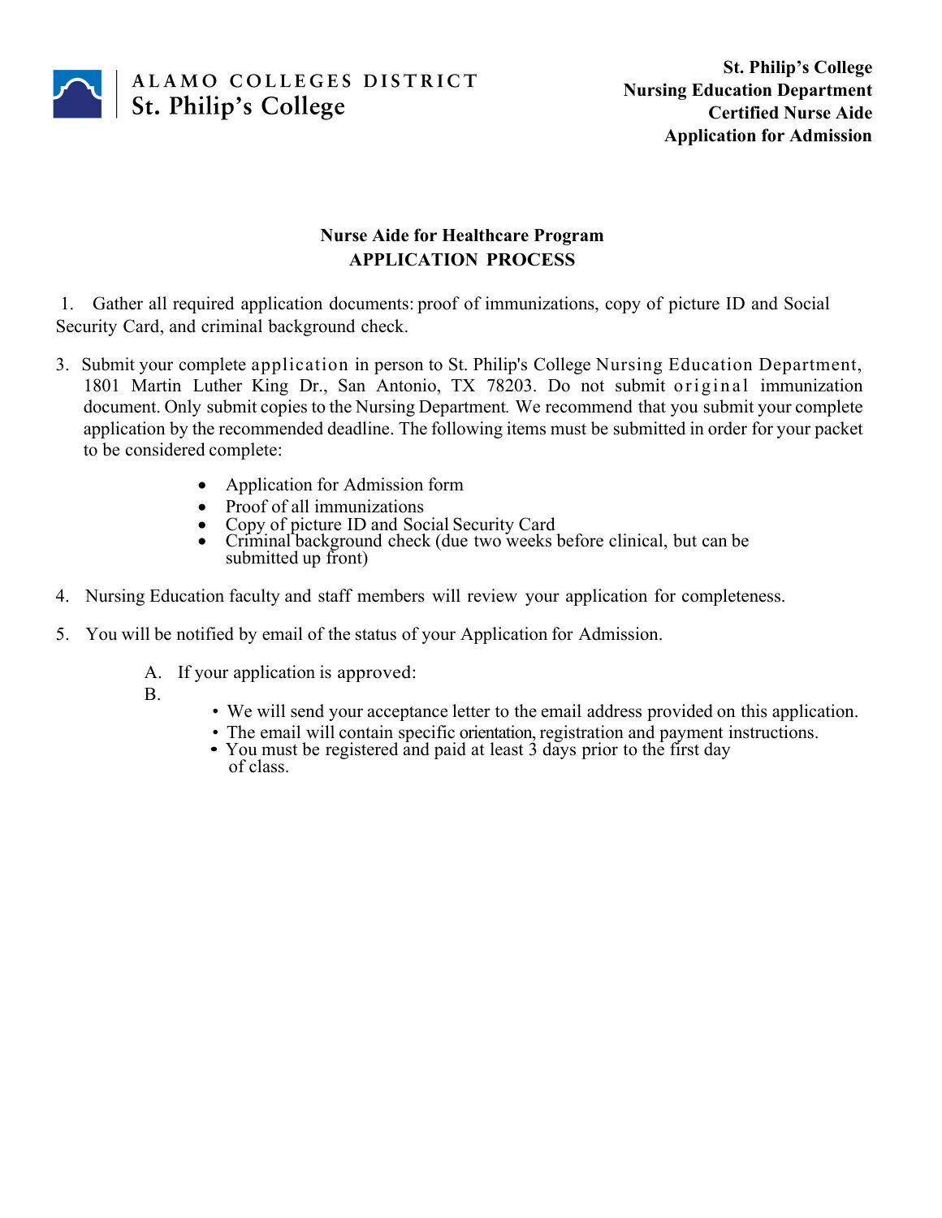ALAMO COLLEGES DISTRICT
St. Philip's College

**St. Philip's College**
**Nursing Education Department**
**Certified Nurse Aide**
**Application for Admission**

## Nurse Aide for Healthcare Program
## APPLICATION PROCESS

1. Gather all required application documents: proof of immunizations, copy of picture ID and Social Security Card, and criminal background check.

3. Submit your complete application in person to St. Philip's College Nursing Education Department, 1801 Martin Luther King Dr., San Antonio, TX 78203. Do not submit original immunization document. Only submit copies to the Nursing Department. We recommend that you submit your complete application by the recommended deadline. The following items must be submitted in order for your packet to be considered complete:

   - Application for Admission form
   - Proof of all immunizations
   - Copy of picture ID and Social Security Card
   - Criminal background check (due two weeks before clinical, but can be submitted up front)

4. Nursing Education faculty and staff members will review your application for completeness.

5. You will be notified by email of the status of your Application for Admission.

   A. If your application is approved:

   B.
      - We will send your acceptance letter to the email address provided on this application.
      - The email will contain specific orientation, registration and payment instructions.
      - You must be registered and paid at least 3 days prior to the first day of class.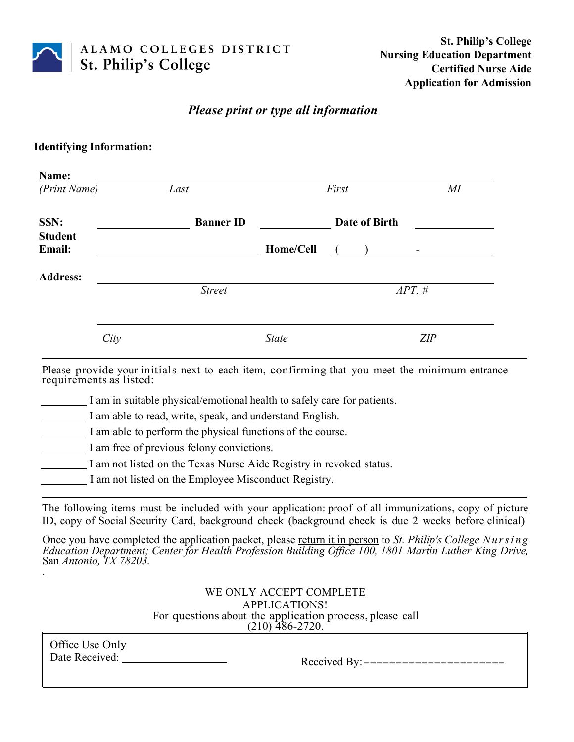ALAMO COLLEGES DISTRICT
St. Philip's College

**St. Philip's College**
**Nursing Education Department**
**Certified Nurse Aide**
**Application for Admission**

***Please print or type all information***

**Identifying Information:**

**Name:** ____________________________________________
*(Print Name)* *Last* *First* *MI*

**SSN:** ______________ **Banner ID** ______________ **Date of Birth** ______________

**Student Email:** ______________________ **Home/Cell** (     ) ________ - ________

**Address:** ____________________________________________
*Street* *APT. #*

____________________________________________
*City* *State* *ZIP*

---

Please provide your initials next to each item, confirming that you meet the minimum entrance requirements as listed:

________ I am in suitable physical/emotional health to safely care for patients.
________ I am able to read, write, speak, and understand English.
________ I am able to perform the physical functions of the course.
________ I am free of previous felony convictions.
________ I am not listed on the Texas Nurse Aide Registry in revoked status.
________ I am not listed on the Employee Misconduct Registry.

---

The following items must be included with your application: proof of all immunizations, copy of picture ID, copy of Social Security Card, background check (background check is due 2 weeks before clinical)

Once you have completed the application packet, please return it in person to *St. Philip's College Nursing Education Department; Center for Health Profession Building Office 100, 1801 Martin Luther King Drive,* San *Antonio, TX 78203.*

WE ONLY ACCEPT COMPLETE APPLICATIONS!
For questions about the application process, please call (210) 486-2720.

| Office Use Only<br>Date Received: ______________ | Received By: ______________________ |
|---|---|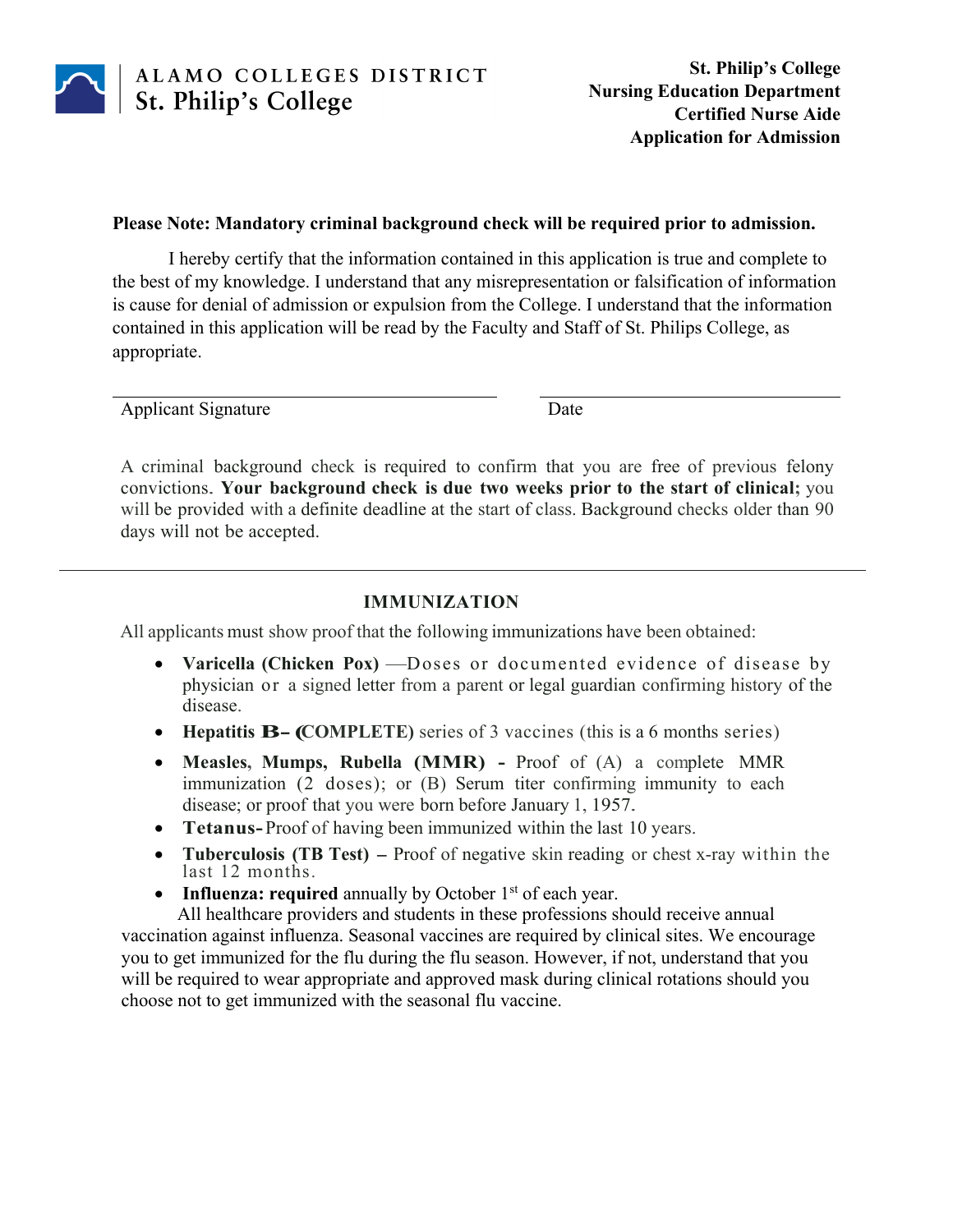ALAMO COLLEGES DISTRICT
St. Philip's College

**St. Philip's College**
**Nursing Education Department**
**Certified Nurse Aide**
**Application for Admission**

**Please Note: Mandatory criminal background check will be required prior to admission.**

I hereby certify that the information contained in this application is true and complete to the best of my knowledge. I understand that any misrepresentation or falsification of information is cause for denial of admission or expulsion from the College. I understand that the information contained in this application will be read by the Faculty and Staff of St. Philips College, as appropriate.

______________________________ ______________________________
Applicant Signature Date

A criminal background check is required to confirm that you are free of previous felony convictions. **Your background check is due two weeks prior to the start of clinical;** you will be provided with a definite deadline at the start of class. Background checks older than 90 days will not be accepted.

---

## IMMUNIZATION

All applicants must show proof that the following immunizations have been obtained:

- **Varicella (Chicken Pox)** —Doses or documented evidence of disease by physician or a signed letter from a parent or legal guardian confirming history of the disease.
- **Hepatitis B– (COMPLETE)** series of 3 vaccines (this is a 6 months series)
- **Measles, Mumps, Rubella (MMR) -** Proof of (A) a complete MMR immunization (2 doses); or (B) Serum titer confirming immunity to each disease; or proof that you were born before January 1, 1957.
- **Tetanus-** Proof of having been immunized within the last 10 years.
- **Tuberculosis (TB Test) –** Proof of negative skin reading or chest x-ray within the last 12 months.
- **Influenza: required** annually by October 1st of each year.

All healthcare providers and students in these professions should receive annual vaccination against influenza. Seasonal vaccines are required by clinical sites. We encourage you to get immunized for the flu during the flu season. However, if not, understand that you will be required to wear appropriate and approved mask during clinical rotations should you choose not to get immunized with the seasonal flu vaccine.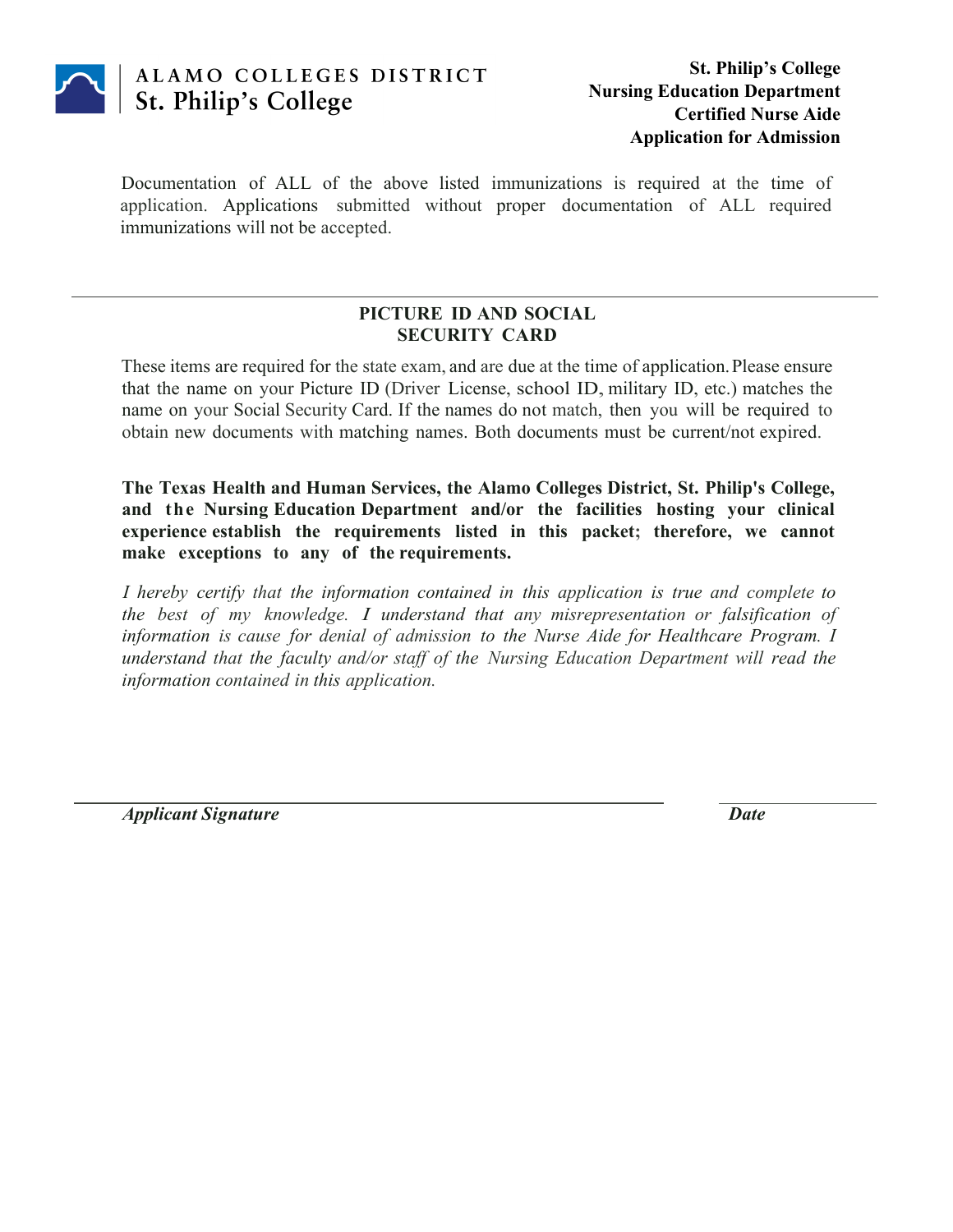Documentation of ALL of the above listed immunizations is required at the time of application. Applications submitted without proper documentation of ALL required immunizations will not be accepted.

---

## PICTURE ID AND SOCIAL SECURITY CARD

These items are required for the state exam, and are due at the time of application. Please ensure that the name on your Picture ID (Driver License, school ID, military ID, etc.) matches the name on your Social Security Card. If the names do not match, then you will be required to obtain new documents with matching names. Both documents must be current/not expired.

**The Texas Health and Human Services, the Alamo Colleges District, St. Philip's College, and the Nursing Education Department and/or the facilities hosting your clinical experience establish the requirements listed in this packet; therefore, we cannot make exceptions to any of the requirements.**

*I hereby certify that the information contained in this application is true and complete to the best of my knowledge. I understand that any misrepresentation or falsification of information is cause for denial of admission to the Nurse Aide for Healthcare Program. I understand that the faculty and/or staff of the Nursing Education Department will read the information contained in this application.*

\_\_\_\_\_\_\_\_\_\_\_\_\_\_\_\_\_\_\_\_\_\_\_\_\_\_\_\_\_\_\_\_\_\_\_\_\_\_\_\_\_\_\_\_ \_\_\_\_\_\_\_\_\_\_\_\_\_\_\_\_

***Applicant Signature*** ***Date***